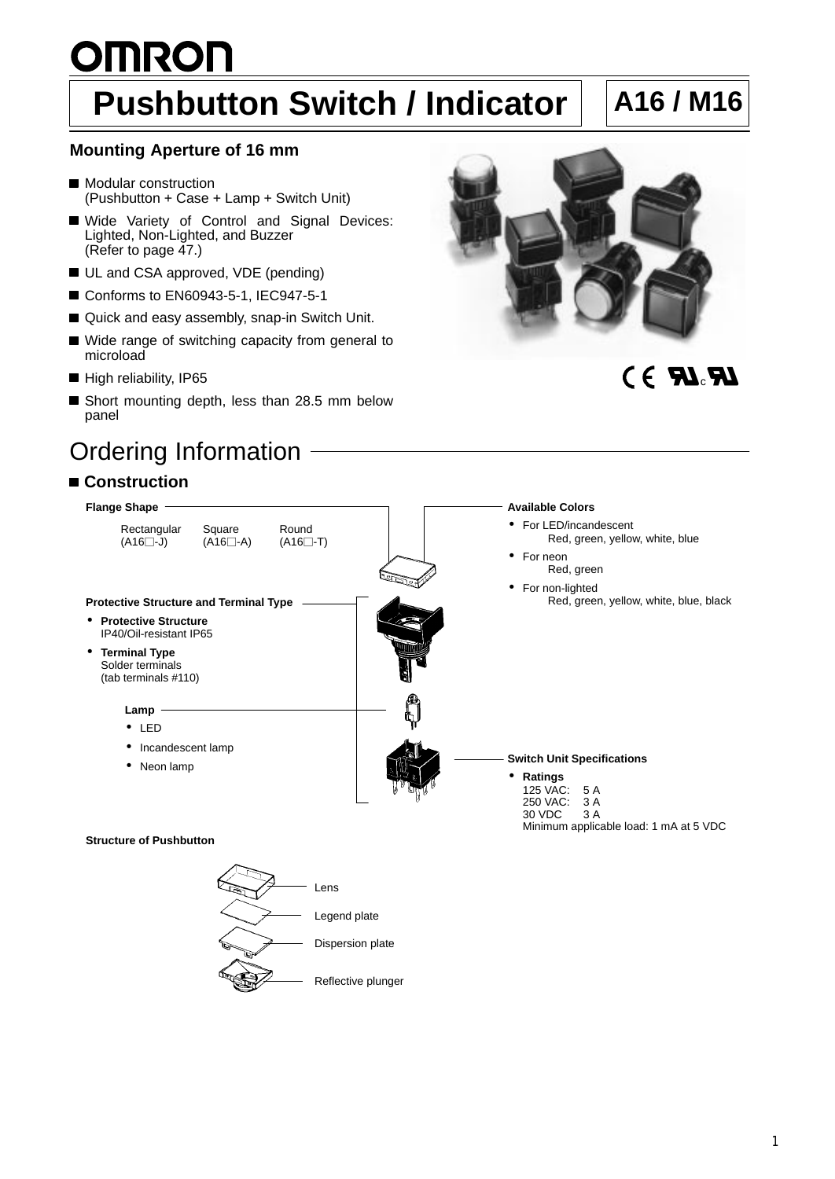# Pushbutton Switch / Indicator

## A16 / M16

### Mounting Aperture of 16 mm

- Modular construction
  (Pushbutton + Case + Lamp + Switch Unit)
- Wide Variety of Control and Signal Devices: Lighted, Non-Lighted, and Buzzer
  (Refer to page 47.)
- UL and CSA approved, VDE (pending)
- Conforms to EN60943-5-1, IEC947-5-1
- Quick and easy assembly, snap-in Switch Unit.
- Wide range of switching capacity from general to microload
- High reliability, IP65
- Short mounting depth, less than 28.5 mm below panel

## Ordering Information

### Construction

**Flange Shape**

| Rectangular | Square | Round |
|---|---|---|
| (A16□-J) | (A16□-A) | (A16□-T) |

**Protective Structure and Terminal Type**

- **Protective Structure**
  IP40/Oil-resistant IP65
- **Terminal Type**
  Solder terminals
  (tab terminals #110)

**Lamp**

- LED
- Incandescent lamp
- Neon lamp

**Available Colors**

- For LED/incandescent
  Red, green, yellow, white, blue
- For neon
  Red, green
- For non-lighted
  Red, green, yellow, white, blue, black

**Switch Unit Specifications**

- **Ratings**
  125 VAC: 5 A
  250 VAC: 3 A
  30 VDC 3 A
  Minimum applicable load: 1 mA at 5 VDC

**Structure of Pushbutton**

- Lens
- Legend plate
- Dispersion plate
- Reflective plunger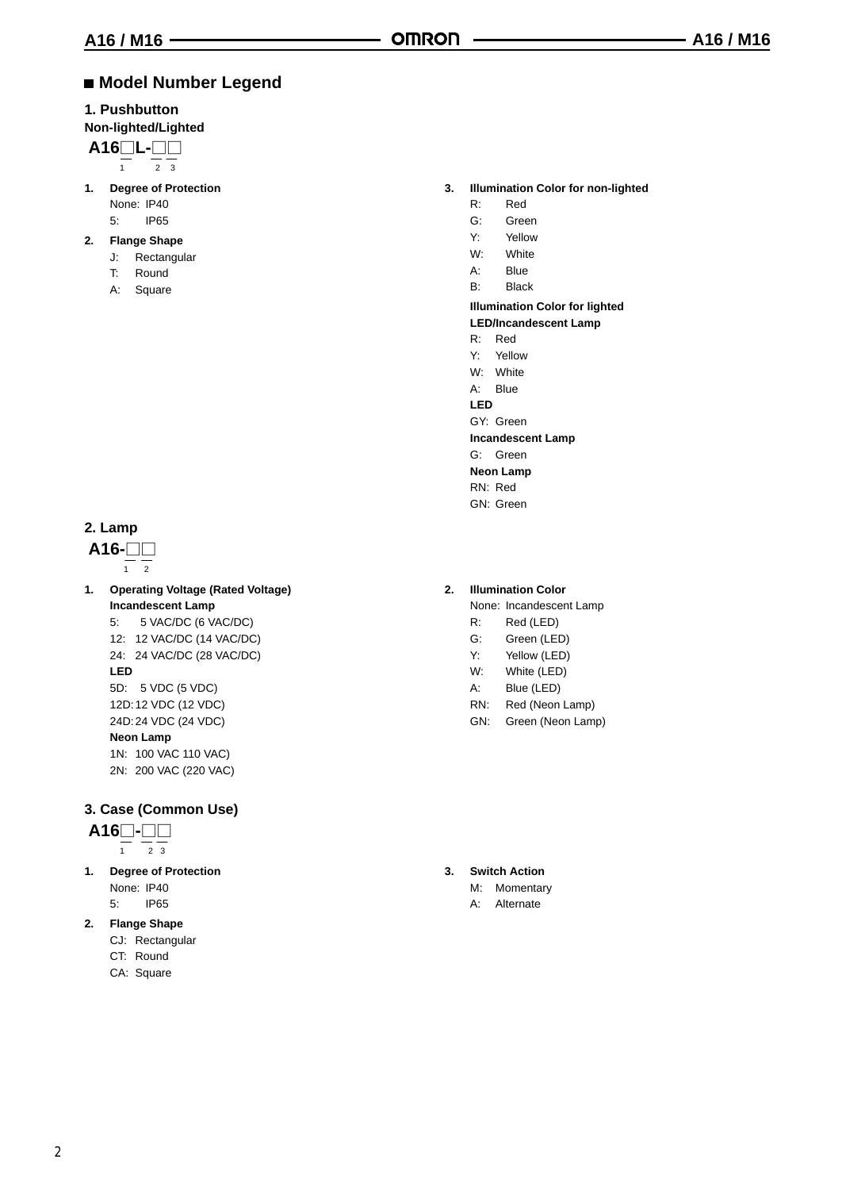## ■ Model Number Legend

### 1. Pushbutton

**Non-lighted/Lighted**

**A16□L-□□**
1 2 3

1. **Degree of Protection**
   - None: IP40
   - 5: IP65
2. **Flange Shape**
   - J: Rectangular
   - T: Round
   - A: Square
3. **Illumination Color for non-lighted**
   - R: Red
   - G: Green
   - Y: Yellow
   - W: White
   - A: Blue
   - B: Black

   **Illumination Color for lighted**

   **LED/Incandescent Lamp**
   - R: Red
   - Y: Yellow
   - W: White
   - A: Blue

   **LED**
   - GY: Green

   **Incandescent Lamp**
   - G: Green

   **Neon Lamp**
   - RN: Red
   - GN: Green

### 2. Lamp

**A16-□□**
1 2

1. **Operating Voltage (Rated Voltage)**

   **Incandescent Lamp**
   - 5: 5 VAC/DC (6 VAC/DC)
   - 12: 12 VAC/DC (14 VAC/DC)
   - 24: 24 VAC/DC (28 VAC/DC)

   **LED**
   - 5D: 5 VDC (5 VDC)
   - 12D: 12 VDC (12 VDC)
   - 24D: 24 VDC (24 VDC)

   **Neon Lamp**
   - 1N: 100 VAC 110 VAC)
   - 2N: 200 VAC (220 VAC)
2. **Illumination Color**
   - None: Incandescent Lamp
   - R: Red (LED)
   - G: Green (LED)
   - Y: Yellow (LED)
   - W: White (LED)
   - A: Blue (LED)
   - RN: Red (Neon Lamp)
   - GN: Green (Neon Lamp)

### 3. Case (Common Use)

**A16□-□□**
1 2 3

1. **Degree of Protection**
   - None: IP40
   - 5: IP65
2. **Flange Shape**
   - CJ: Rectangular
   - CT: Round
   - CA: Square
3. **Switch Action**
   - M: Momentary
   - A: Alternate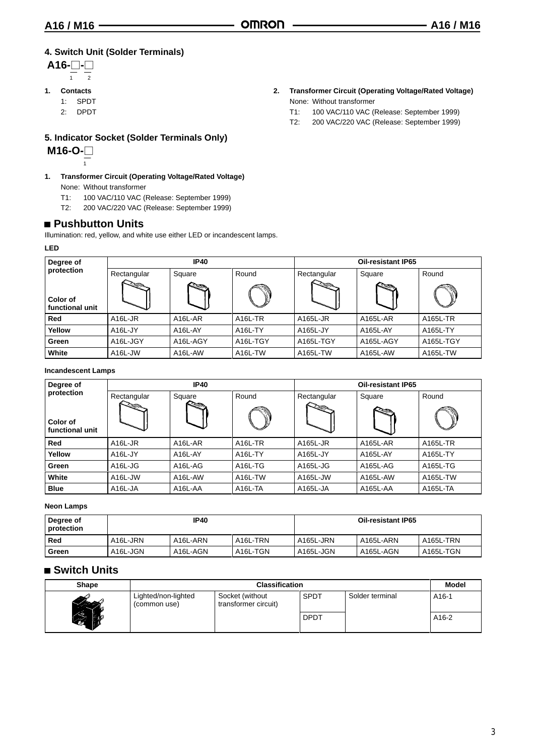### 4. Switch Unit (Solder Terminals)

**A16-□-□**
(1) (2)

1. **Contacts**
   1: SPDT
   2: DPDT

2. **Transformer Circuit (Operating Voltage/Rated Voltage)**
   None: Without transformer
   T1: 100 VAC/110 VAC (Release: September 1999)
   T2: 200 VAC/220 VAC (Release: September 1999)

### 5. Indicator Socket (Solder Terminals Only)

**M16-O-□**
(1)

1. **Transformer Circuit (Operating Voltage/Rated Voltage)**
   None: Without transformer
   T1: 100 VAC/110 VAC (Release: September 1999)
   T2: 200 VAC/220 VAC (Release: September 1999)

## Pushbutton Units

Illumination: red, yellow, and white use either LED or incandescent lamps.

**LED**

| Degree of protection / Color of functional unit | IP40 | | | Oil-resistant IP65 | | |
|---|---|---|---|---|---|---|
| | Rectangular | Square | Round | Rectangular | Square | Round |
| **Red** | A16L-JR | A16L-AR | A16L-TR | A165L-JR | A165L-AR | A165L-TR |
| **Yellow** | A16L-JY | A16L-AY | A16L-TY | A165L-JY | A165L-AY | A165L-TY |
| **Green** | A16L-JGY | A16L-AGY | A16L-TGY | A165L-TGY | A165L-AGY | A165L-TGY |
| **White** | A16L-JW | A16L-AW | A16L-TW | A165L-TW | A165L-AW | A165L-TW |

**Incandescent Lamps**

| Degree of protection / Color of functional unit | IP40 | | | Oil-resistant IP65 | | |
|---|---|---|---|---|---|---|
| | Rectangular | Square | Round | Rectangular | Square | Round |
| **Red** | A16L-JR | A16L-AR | A16L-TR | A165L-JR | A165L-AR | A165L-TR |
| **Yellow** | A16L-JY | A16L-AY | A16L-TY | A165L-JY | A165L-AY | A165L-TY |
| **Green** | A16L-JG | A16L-AG | A16L-TG | A165L-JG | A165L-AG | A165L-TG |
| **White** | A16L-JW | A16L-AW | A16L-TW | A165L-JW | A165L-AW | A165L-TW |
| **Blue** | A16L-JA | A16L-AA | A16L-TA | A165L-JA | A165L-AA | A165L-TA |

**Neon Lamps**

| Degree of protection | IP40 | | | Oil-resistant IP65 | | |
|---|---|---|---|---|---|---|
| **Red** | A16L-JRN | A16L-ARN | A16L-TRN | A165L-JRN | A165L-ARN | A165L-TRN |
| **Green** | A16L-JGN | A16L-AGN | A16L-TGN | A165L-JGN | A165L-AGN | A165L-TGN |

## Switch Units

| Shape | Classification | | | | Model |
|---|---|---|---|---|---|
| | Lighted/non-lighted (common use) | Socket (without transformer circuit) | SPDT | Solder terminal | A16-1 |
| | | | DPDT | | A16-2 |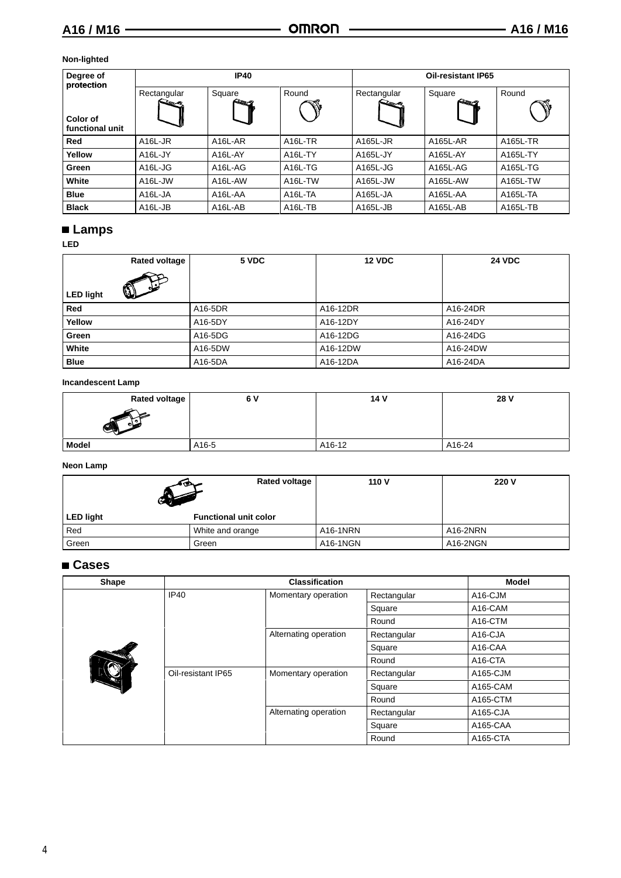**Non-lighted**

| Degree of protection / Color of functional unit | IP40 | | | Oil-resistant IP65 | | |
|---|---|---|---|---|---|---|
| | Rectangular | Square | Round | Rectangular | Square | Round |
| **Red** | A16L-JR | A16L-AR | A16L-TR | A165L-JR | A165L-AR | A165L-TR |
| **Yellow** | A16L-JY | A16L-AY | A16L-TY | A165L-JY | A165L-AY | A165L-TY |
| **Green** | A16L-JG | A16L-AG | A16L-TG | A165L-JG | A165L-AG | A165L-TG |
| **White** | A16L-JW | A16L-AW | A16L-TW | A165L-JW | A165L-AW | A165L-TW |
| **Blue** | A16L-JA | A16L-AA | A16L-TA | A165L-JA | A165L-AA | A165L-TA |
| **Black** | A16L-JB | A16L-AB | A16L-TB | A165L-JB | A165L-AB | A165L-TB |

## ■ Lamps

**LED**

| Rated voltage / LED light | 5 VDC | 12 VDC | 24 VDC |
|---|---|---|---|
| **Red** | A16-5DR | A16-12DR | A16-24DR |
| **Yellow** | A16-5DY | A16-12DY | A16-24DY |
| **Green** | A16-5DG | A16-12DG | A16-24DG |
| **White** | A16-5DW | A16-12DW | A16-24DW |
| **Blue** | A16-5DA | A16-12DA | A16-24DA |

**Incandescent Lamp**

| Rated voltage | 6 V | 14 V | 28 V |
|---|---|---|---|
| **Model** | A16-5 | A16-12 | A16-24 |

**Neon Lamp**

| LED light | Functional unit color / Rated voltage | 110 V | 220 V |
|---|---|---|---|
| Red | White and orange | A16-1NRN | A16-2NRN |
| Green | Green | A16-1NGN | A16-2NGN |

## ■ Cases

| Shape | Classification | | | Model |
|---|---|---|---|---|
| | IP40 | Momentary operation | Rectangular | A16-CJM |
| | | | Square | A16-CAM |
| | | | Round | A16-CTM |
| | | Alternating operation | Rectangular | A16-CJA |
| | | | Square | A16-CAA |
| | | | Round | A16-CTA |
| | Oil-resistant IP65 | Momentary operation | Rectangular | A165-CJM |
| | | | Square | A165-CAM |
| | | | Round | A165-CTM |
| | | Alternating operation | Rectangular | A165-CJA |
| | | | Square | A165-CAA |
| | | | Round | A165-CTA |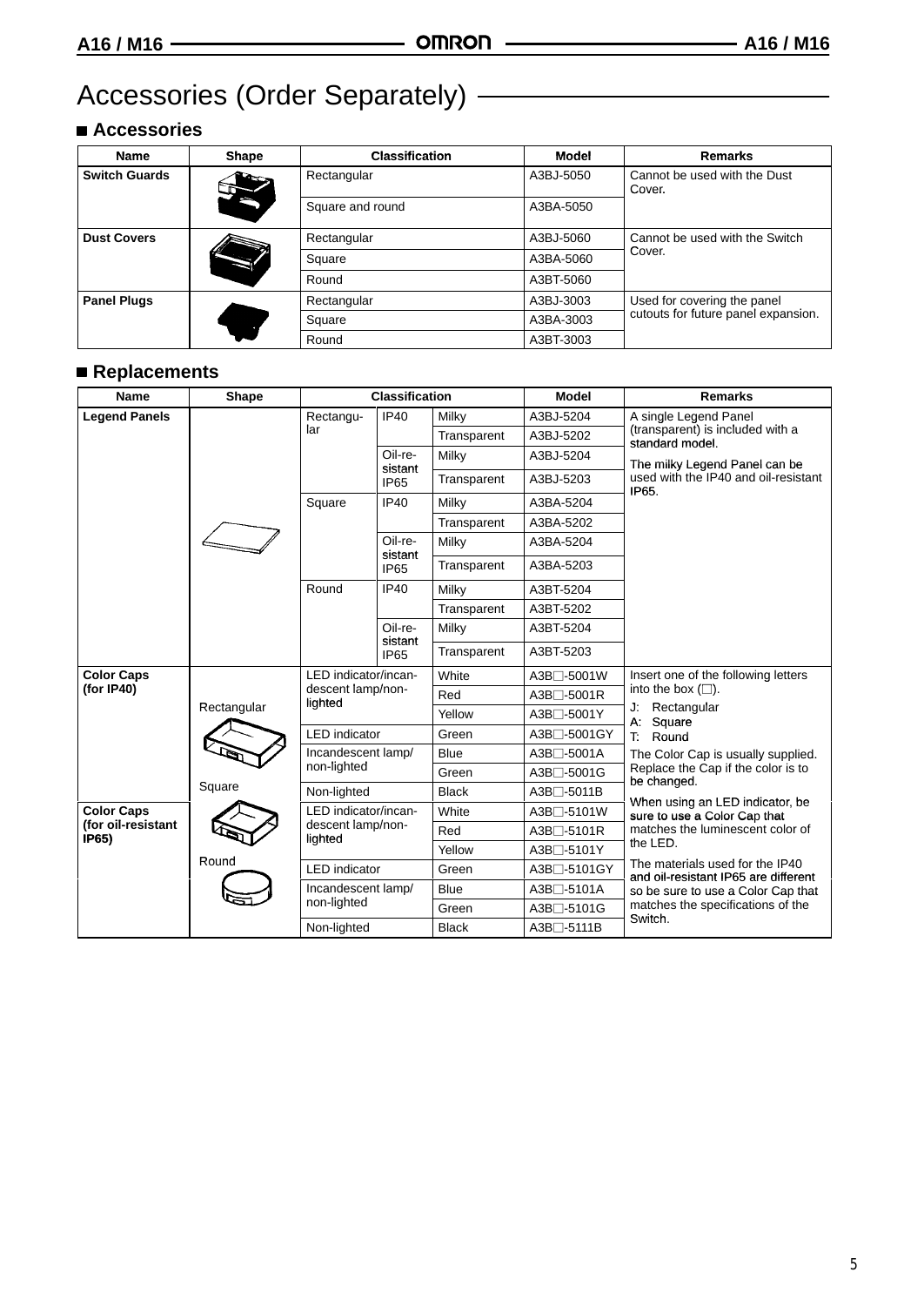# Accessories (Order Separately)

## ■ Accessories

| Name | Shape | Classification | Model | Remarks |
|---|---|---|---|---|
| **Switch Guards** | | Rectangular | A3BJ-5050 | Cannot be used with the Dust Cover. |
| | | Square and round | A3BA-5050 | |
| **Dust Covers** | | Rectangular | A3BJ-5060 | Cannot be used with the Switch Cover. |
| | | Square | A3BA-5060 | |
| | | Round | A3BT-5060 | |
| **Panel Plugs** | | Rectangular | A3BJ-3003 | Used for covering the panel cutouts for future panel expansion. |
| | | Square | A3BA-3003 | |
| | | Round | A3BT-3003 | |

## ■ Replacements

| Name | Shape | Classification | | | Model | Remarks |
|---|---|---|---|---|---|---|
| **Legend Panels** | | Rectangular | IP40 | Milky | A3BJ-5204 | A single Legend Panel (transparent) is included with a standard model. The milky Legend Panel can be used with the IP40 and oil-resistant IP65. |
| | | | | Transparent | A3BJ-5202 | |
| | | | Oil-resistant IP65 | Milky | A3BJ-5204 | |
| | | | | Transparent | A3BJ-5203 | |
| | | Square | IP40 | Milky | A3BA-5204 | |
| | | | | Transparent | A3BA-5202 | |
| | | | Oil-resistant IP65 | Milky | A3BA-5204 | |
| | | | | Transparent | A3BA-5203 | |
| | | Round | IP40 | Milky | A3BT-5204 | |
| | | | | Transparent | A3BT-5202 | |
| | | | Oil-resistant IP65 | Milky | A3BT-5204 | |
| | | | | Transparent | A3BT-5203 | |
| **Color Caps (for IP40)** | Rectangular | LED indicator/incandescent lamp/non-lighted | | White | A3B□-5001W | Insert one of the following letters into the box (□). J: Rectangular A: Square T: Round The Color Cap is usually supplied. Replace the Cap if the color is to be changed. When using an LED indicator, be sure to use a Color Cap that matches the luminescent color of the LED. The materials used for the IP40 and oil-resistant IP65 are different so be sure to use a Color Cap that matches the specifications of the Switch. |
| | | | | Red | A3B□-5001R | |
| | | | | Yellow | A3B□-5001Y | |
| | | LED indicator | | Green | A3B□-5001GY | |
| | | Incandescent lamp/non-lighted | | Blue | A3B□-5001A | |
| | | | | Green | A3B□-5001G | |
| | Square | Non-lighted | | Black | A3B□-5011B | |
| **Color Caps (for oil-resistant IP65)** | | LED indicator/incandescent lamp/non-lighted | | White | A3B□-5101W | |
| | | | | Red | A3B□-5101R | |
| | | | | Yellow | A3B□-5101Y | |
| | Round | LED indicator | | Green | A3B□-5101GY | |
| | | Incandescent lamp/non-lighted | | Blue | A3B□-5101A | |
| | | | | Green | A3B□-5101G | |
| | | Non-lighted | | Black | A3B□-5111B | |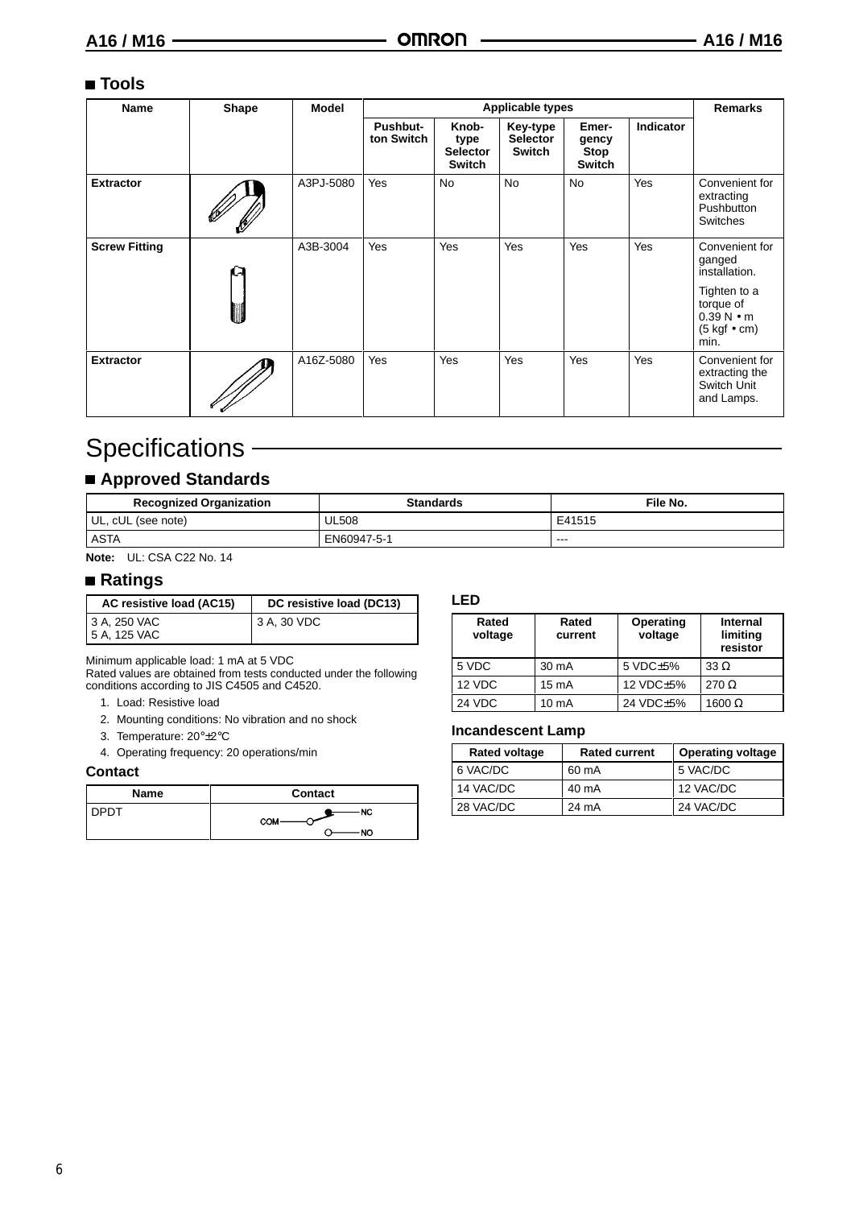## ■ Tools

| Name | Shape | Model | Applicable types | | | | | Remarks |
|---|---|---|---|---|---|---|---|---|
| | | | Pushbutton Switch | Knob-type Selector Switch | Key-type Selector Switch | Emergency Stop Switch | Indicator | |
| **Extractor** | | A3PJ-5080 | Yes | No | No | No | Yes | Convenient for extracting Pushbutton Switches |
| **Screw Fitting** | | A3B-3004 | Yes | Yes | Yes | Yes | Yes | Convenient for ganged installation. Tighten to a torque of 0.39 N • m (5 kgf • cm) min. |
| **Extractor** | | A16Z-5080 | Yes | Yes | Yes | Yes | Yes | Convenient for extracting the Switch Unit and Lamps. |

# Specifications

## ■ Approved Standards

| Recognized Organization | Standards | File No. |
|---|---|---|
| UL, cUL (see note) | UL508 | E41515 |
| ASTA | EN60947-5-1 | --- |

**Note:** UL: CSA C22 No. 14

## ■ Ratings

| AC resistive load (AC15) | DC resistive load (DC13) |
|---|---|
| 3 A, 250 VAC<br>5 A, 125 VAC | 3 A, 30 VDC |

Minimum applicable load: 1 mA at 5 VDC
Rated values are obtained from tests conducted under the following conditions according to JIS C4505 and C4520.

1. Load: Resistive load
2. Mounting conditions: No vibration and no shock
3. Temperature: 20°±2°C
4. Operating frequency: 20 operations/min

### Contact

| Name | Contact |
|---|---|
| DPDT | COM — NC / NO |

### LED

| Rated voltage | Rated current | Operating voltage | Internal limiting resistor |
|---|---|---|---|
| 5 VDC | 30 mA | 5 VDC±5% | 33 Ω |
| 12 VDC | 15 mA | 12 VDC±5% | 270 Ω |
| 24 VDC | 10 mA | 24 VDC±5% | 1600 Ω |

### Incandescent Lamp

| Rated voltage | Rated current | Operating voltage |
|---|---|---|
| 6 VAC/DC | 60 mA | 5 VAC/DC |
| 14 VAC/DC | 40 mA | 12 VAC/DC |
| 28 VAC/DC | 24 mA | 24 VAC/DC |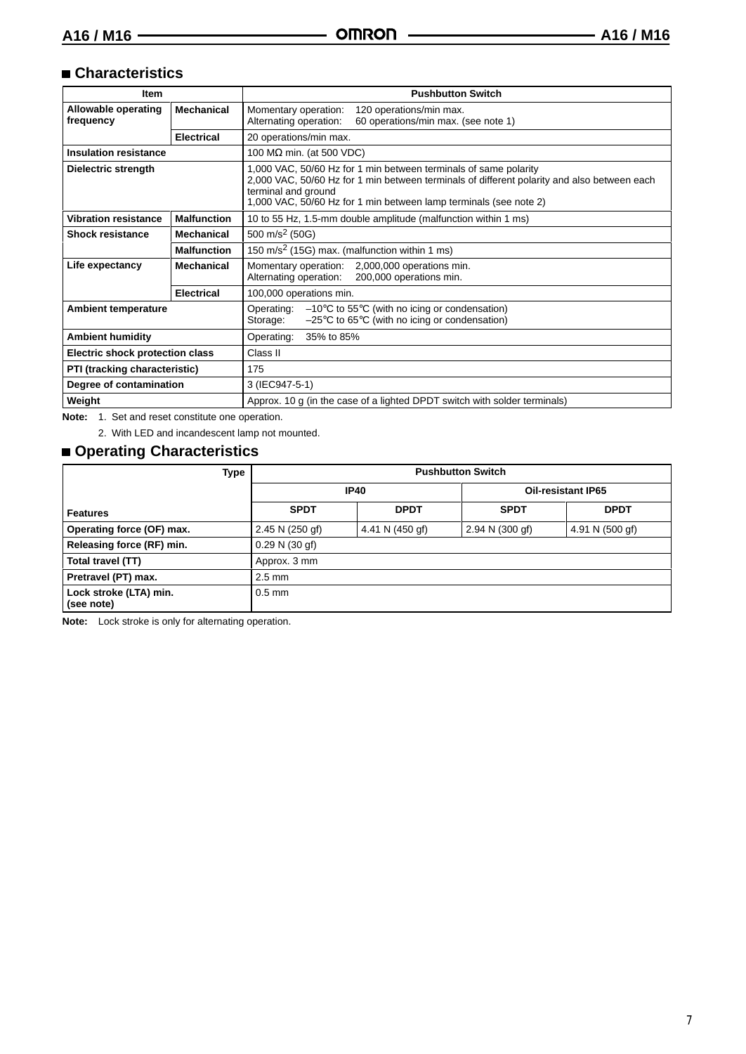## Characteristics

| Item | | Pushbutton Switch |
|---|---|---|
| **Allowable operating frequency** | **Mechanical** | Momentary operation: 120 operations/min max.<br>Alternating operation: 60 operations/min max. (see note 1) |
| | **Electrical** | 20 operations/min max. |
| **Insulation resistance** | | 100 MΩ min. (at 500 VDC) |
| **Dielectric strength** | | 1,000 VAC, 50/60 Hz for 1 min between terminals of same polarity<br>2,000 VAC, 50/60 Hz for 1 min between terminals of different polarity and also between each terminal and ground<br>1,000 VAC, 50/60 Hz for 1 min between lamp terminals (see note 2) |
| **Vibration resistance** | **Malfunction** | 10 to 55 Hz, 1.5-mm double amplitude (malfunction within 1 ms) |
| **Shock resistance** | **Mechanical** | 500 $m/s^2$ (50G) |
| | **Malfunction** | 150 $m/s^2$ (15G) max. (malfunction within 1 ms) |
| **Life expectancy** | **Mechanical** | Momentary operation: 2,000,000 operations min.<br>Alternating operation: 200,000 operations min. |
| | **Electrical** | 100,000 operations min. |
| **Ambient temperature** | | Operating: –10°C to 55°C (with no icing or condensation)<br>Storage: –25°C to 65°C (with no icing or condensation) |
| **Ambient humidity** | | Operating: 35% to 85% |
| **Electric shock protection class** | | Class II |
| **PTI (tracking characteristic)** | | 175 |
| **Degree of contamination** | | 3 (IEC947-5-1) |
| **Weight** | | Approx. 10 g (in the case of a lighted DPDT switch with solder terminals) |

**Note:** 1. Set and reset constitute one operation.

2. With LED and incandescent lamp not mounted.

## Operating Characteristics

| Type | Pushbutton Switch | | | |
|---|---|---|---|---|
| | IP40 | | Oil-resistant IP65 | |
| **Features** | **SPDT** | **DPDT** | **SPDT** | **DPDT** |
| **Operating force (OF) max.** | 2.45 N (250 gf) | 4.41 N (450 gf) | 2.94 N (300 gf) | 4.91 N (500 gf) |
| **Releasing force (RF) min.** | 0.29 N (30 gf) | | | |
| **Total travel (TT)** | Approx. 3 mm | | | |
| **Pretravel (PT) max.** | 2.5 mm | | | |
| **Lock stroke (LTA) min. (see note)** | 0.5 mm | | | |

**Note:** Lock stroke is only for alternating operation.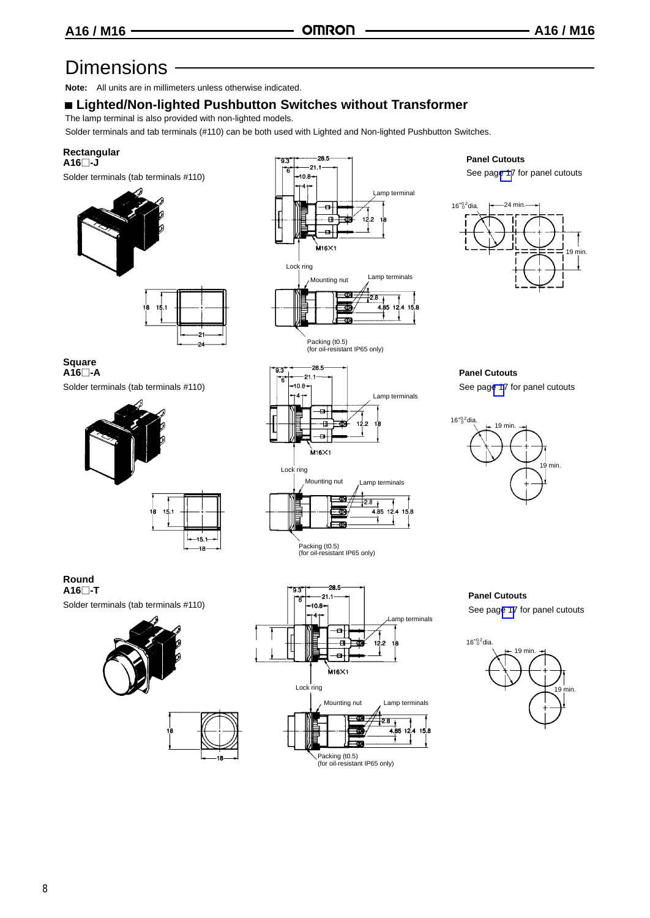# Dimensions

**Note:** All units are in millimeters unless otherwise indicated.

## ■ Lighted/Non-lighted Pushbutton Switches without Transformer

The lamp terminal is also provided with non-lighted models.

Solder terminals and tab terminals (#110) can be both used with Lighted and Non-lighted Pushbutton Switches.

### Rectangular
**A16□-J**

Solder terminals (tab terminals #110)

**Panel Cutouts**

See page 17 for panel cutouts

### Square
**A16□-A**

Solder terminals (tab terminals #110)

**Panel Cutouts**

See page 17 for panel cutouts

### Round
**A16□-T**

Solder terminals (tab terminals #110)

**Panel Cutouts**

See page 17 for panel cutouts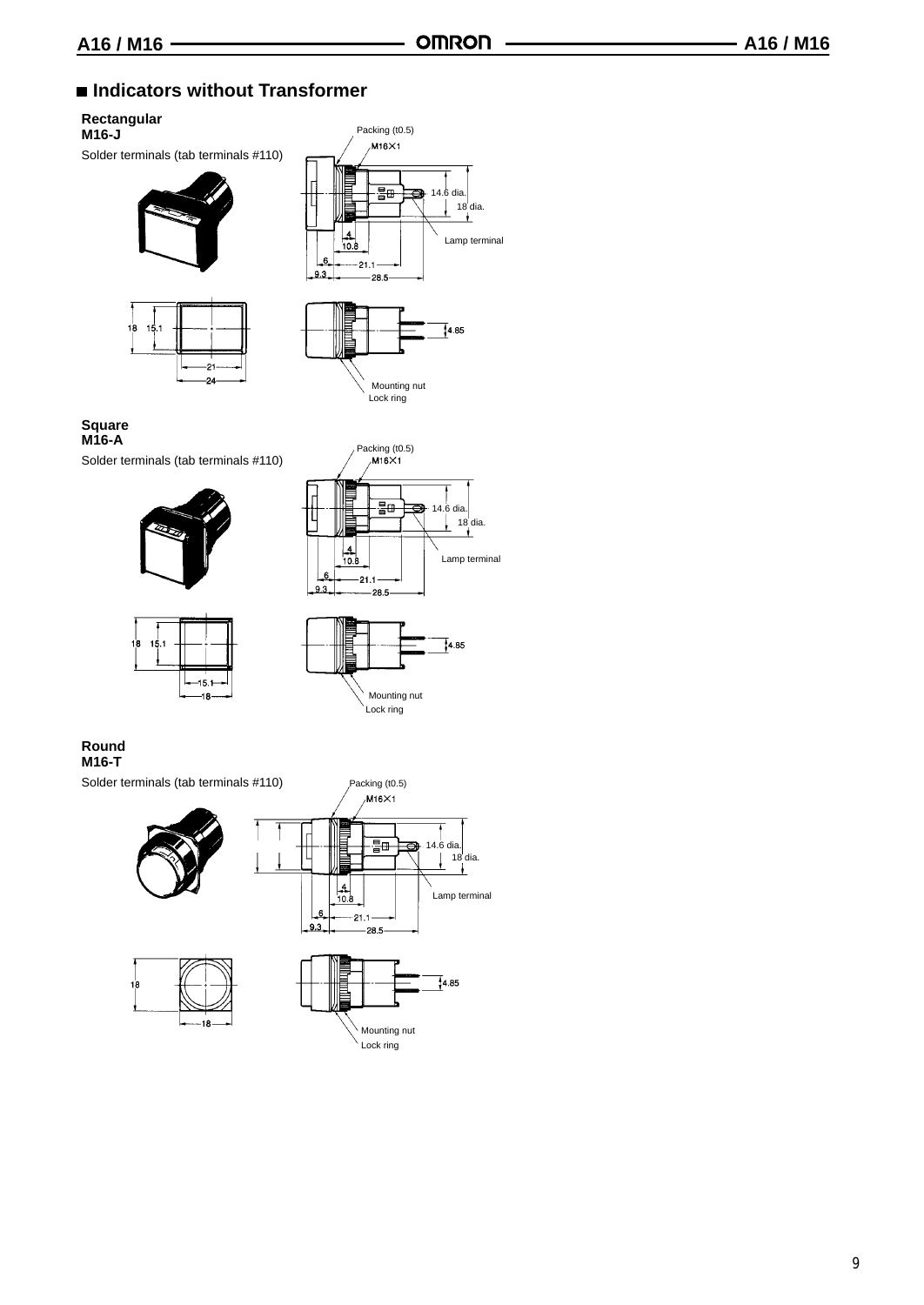## Indicators without Transformer

### Rectangular
**M16-J**

Solder terminals (tab terminals #110)

Packing (t0.5)
M16×1
14.6 dia.
18 dia.
Lamp terminal
4
10.8
6
21.1
9.3
28.5

18
15.1
21
24

4.85
Mounting nut
Lock ring

### Square
**M16-A**

Solder terminals (tab terminals #110)

Packing (t0.5)
M16×1
14.6 dia.
18 dia.
Lamp terminal
4
10.8
6
21.1
9.3
28.5

18
15.1
15.1
18

4.85
Mounting nut
Lock ring

### Round
**M16-T**

Solder terminals (tab terminals #110)

Packing (t0.5)
M16×1
14.6 dia.
18 dia.
Lamp terminal
4
10.8
6
21.1
9.3
28.5

18
18

4.85
Mounting nut
Lock ring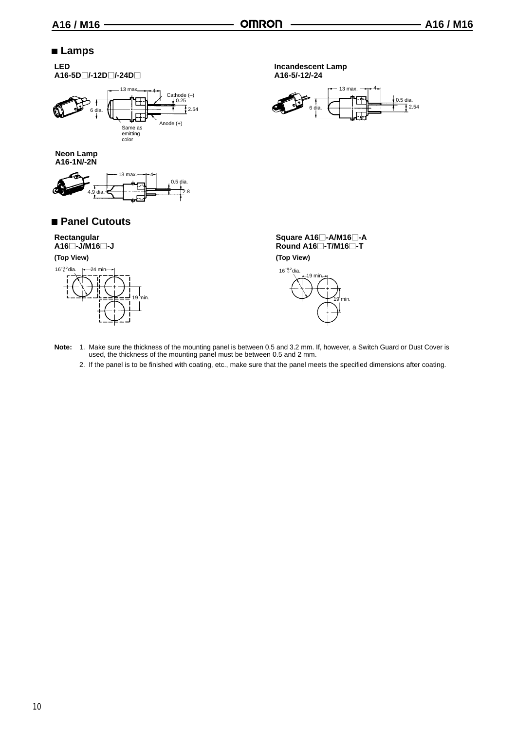## Lamps

**LED**
**A16-5D□/-12D□/-24D□**

13 max. 4 Cathode (–) 0.25 2.54 6 dia. Anode (+) Same as emitting color

**Incandescent Lamp**
**A16-5/-12/-24**

13 max. 4 0.5 dia. 2.54 6 dia.

**Neon Lamp**
**A16-1N/-2N**

13 max. 4 0.5 dia. 2.8 4.9 dia.

## Panel Cutouts

**Rectangular**
**A16□-J/M16□-J**

**(Top View)**

$16^{+0.2}_{0}$ dia. 24 min. 19 min.

**Square A16□-A/M16□-A**
**Round A16□-T/M16□-T**

**(Top View)**

$16^{+0.2}_{0}$ dia. 19 min. 19 min.

**Note:**
1. Make sure the thickness of the mounting panel is between 0.5 and 3.2 mm. If, however, a Switch Guard or Dust Cover is used, the thickness of the mounting panel must be between 0.5 and 2 mm.
2. If the panel is to be finished with coating, etc., make sure that the panel meets the specified dimensions after coating.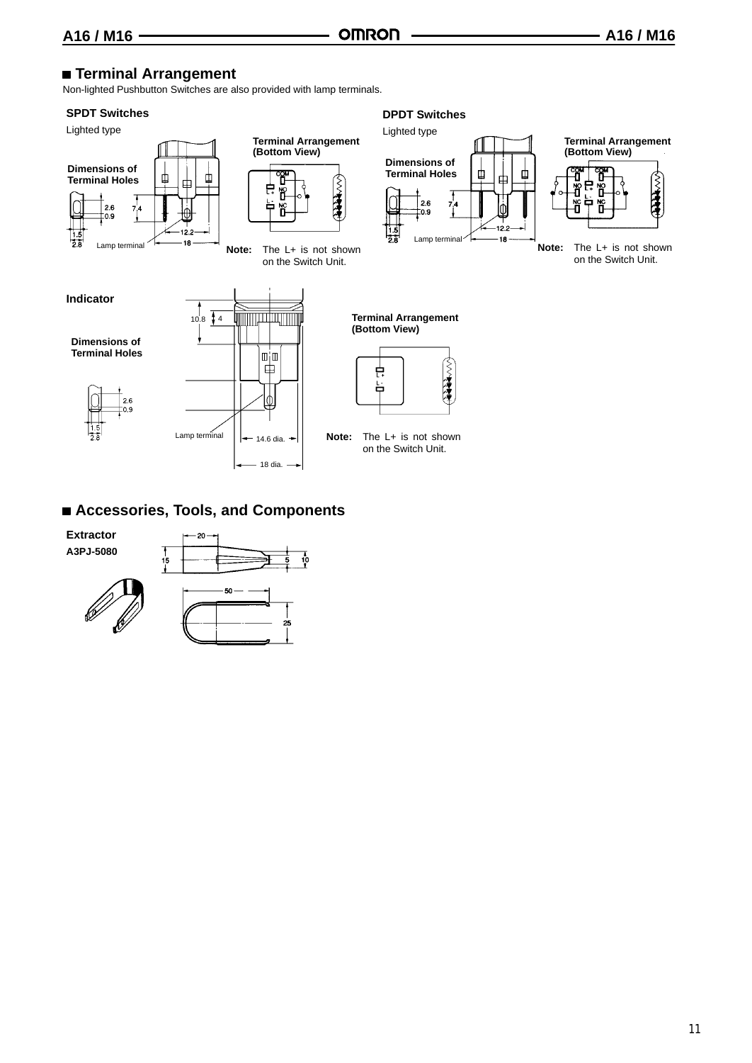## Terminal Arrangement

Non-lighted Pushbutton Switches are also provided with lamp terminals.

### SPDT Switches

Lighted type

**Dimensions of Terminal Holes**

**Terminal Arrangement (Bottom View)**

**Note:** The L+ is not shown on the Switch Unit.

### DPDT Switches

Lighted type

**Dimensions of Terminal Holes**

**Terminal Arrangement (Bottom View)**

**Note:** The L+ is not shown on the Switch Unit.

### Indicator

**Dimensions of Terminal Holes**

**Terminal Arrangement (Bottom View)**

**Note:** The L+ is not shown on the Switch Unit.

## Accessories, Tools, and Components

**Extractor**

**A3PJ-5080**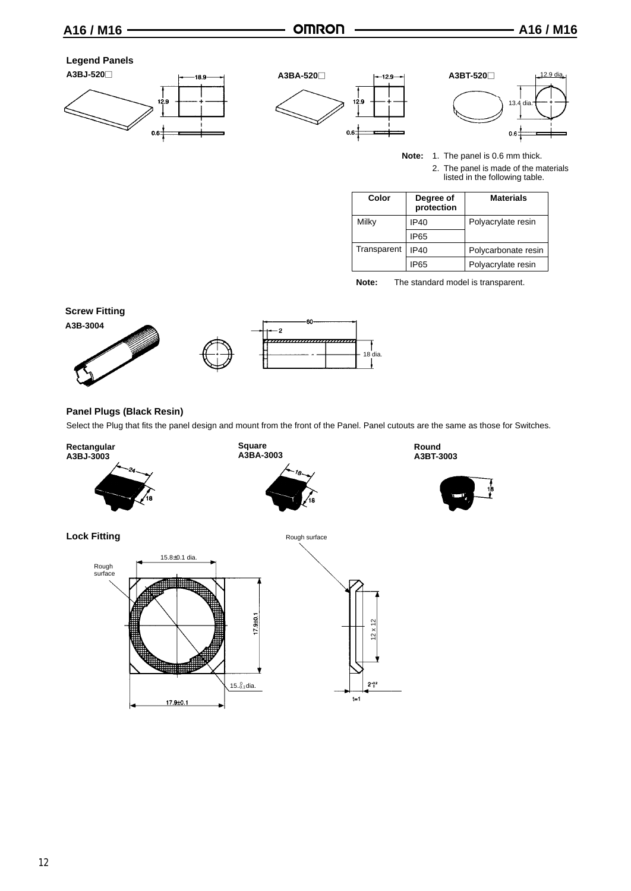## Legend Panels

**A3BJ-520□**

**A3BA-520□**

**A3BT-520□**

**Note:** 1. The panel is 0.6 mm thick.
2. The panel is made of the materials listed in the following table.

| Color | Degree of protection | Materials |
|---|---|---|
| Milky | IP40 | Polyacrylate resin |
| | IP65 | |
| Transparent | IP40 | Polycarbonate resin |
| | IP65 | Polyacrylate resin |

**Note:** The standard model is transparent.

## Screw Fitting

**A3B-3004**

## Panel Plugs (Black Resin)

Select the Plug that fits the panel design and mount from the front of the Panel. Panel cutouts are the same as those for Switches.

**Rectangular**
**A3BJ-3003**

**Square**
**A3BA-3003**

**Round**
**A3BT-3003**

## Lock Fitting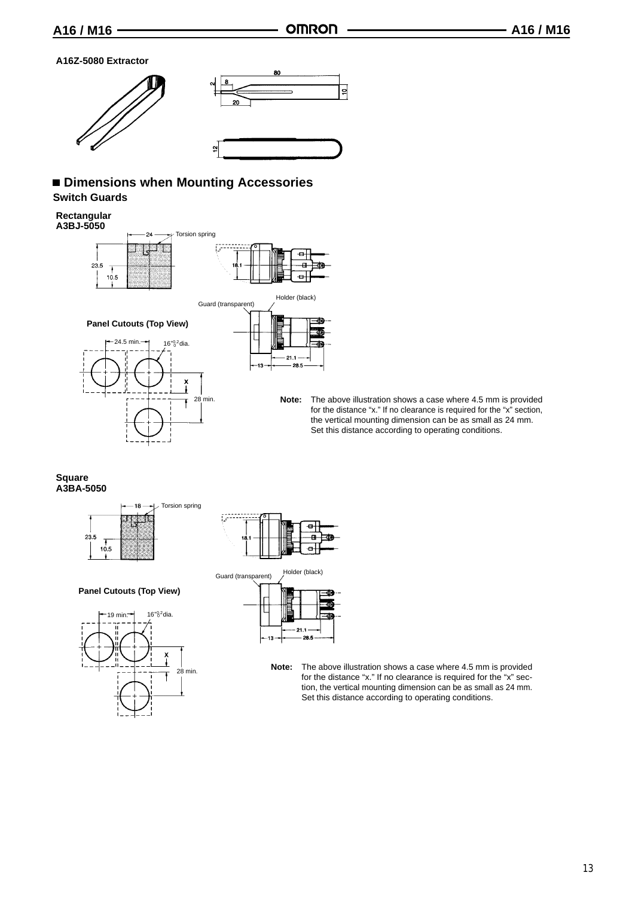**A16Z-5080 Extractor**

## ■ Dimensions when Mounting Accessories

### Switch Guards

**Rectangular**
**A3BJ-5050**

Torsion spring

Guard (transparent)

Holder (black)

**Panel Cutouts (Top View)**

24.5 min.

$16^{+0.2}_{0}$ dia.

x

28 min.

**Note:** The above illustration shows a case where 4.5 mm is provided for the distance "x." If no clearance is required for the "x" section, the vertical mounting dimension can be as small as 24 mm. Set this distance according to operating conditions.

**Square**
**A3BA-5050**

Torsion spring

Guard (transparent)

Holder (black)

**Panel Cutouts (Top View)**

19 min.

$16^{+0.2}_{0}$ dia.

x

28 min.

**Note:** The above illustration shows a case where 4.5 mm is provided for the distance "x." If no clearance is required for the "x" section, the vertical mounting dimension can be as small as 24 mm. Set this distance according to operating conditions.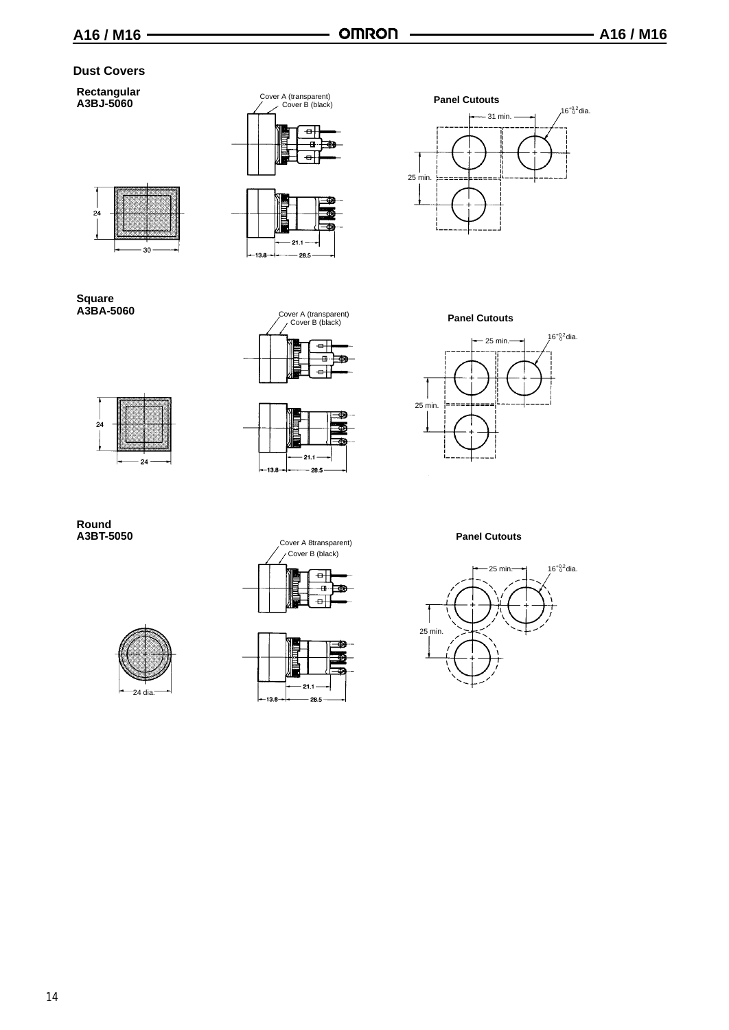## Dust Covers

### Rectangular
**A3BJ-5060**

Cover A (transparent)
Cover B (black)

24

30

21.1

13.8

28.5

**Panel Cutouts**

31 min.

$16^{+0.2}_{0}$ dia.

25 min.

### Square
**A3BA-5060**

Cover A (transparent)
Cover B (black)

24

24

21.1

13.8

28.5

**Panel Cutouts**

25 min.

$16^{+0.2}_{0}$ dia.

25 min.

### Round
**A3BT-5050**

Cover A 8transparent)
Cover B (black)

24 dia.

21.1

13.8

28.5

**Panel Cutouts**

25 min.

$16^{+0.2}_{0}$ dia.

25 min.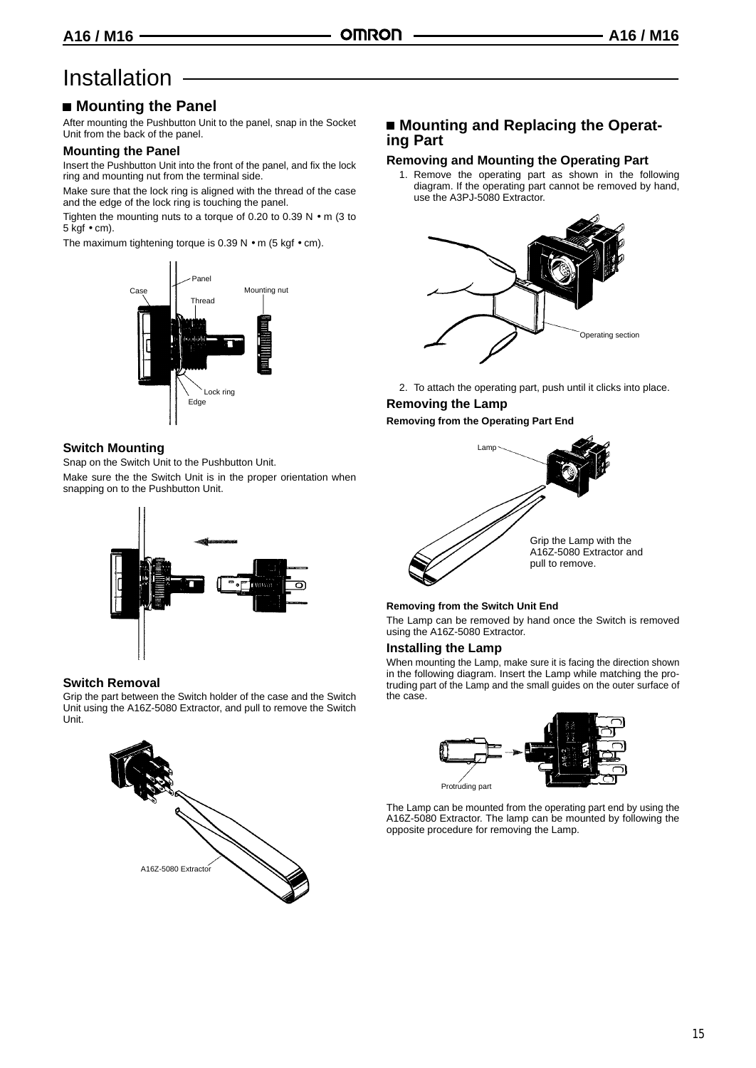# Installation

## Mounting the Panel

After mounting the Pushbutton Unit to the panel, snap in the Socket Unit from the back of the panel.

### Mounting the Panel

Insert the Pushbutton Unit into the front of the panel, and fix the lock ring and mounting nut from the terminal side.

Make sure that the lock ring is aligned with the thread of the case and the edge of the lock ring is touching the panel.

Tighten the mounting nuts to a torque of 0.20 to 0.39 N • m (3 to 5 kgf • cm).

The maximum tightening torque is 0.39 N • m (5 kgf • cm).

Panel
Case
Mounting nut
Thread
Lock ring
Edge

### Switch Mounting

Snap on the Switch Unit to the Pushbutton Unit.

Make sure the the Switch Unit is in the proper orientation when snapping on to the Pushbutton Unit.

### Switch Removal

Grip the part between the Switch holder of the case and the Switch Unit using the A16Z-5080 Extractor, and pull to remove the Switch Unit.

A16Z-5080 Extractor

## Mounting and Replacing the Operating Part

### Removing and Mounting the Operating Part

1. Remove the operating part as shown in the following diagram. If the operating part cannot be removed by hand, use the A3PJ-5080 Extractor.

Operating section

2. To attach the operating part, push until it clicks into place.

### Removing the Lamp

**Removing from the Operating Part End**

Lamp

Grip the Lamp with the A16Z-5080 Extractor and pull to remove.

**Removing from the Switch Unit End**

The Lamp can be removed by hand once the Switch is removed using the A16Z-5080 Extractor.

### Installing the Lamp

When mounting the Lamp, make sure it is facing the direction shown in the following diagram. Insert the Lamp while matching the protruding part of the Lamp and the small guides on the outer surface of the case.

Protruding part

The Lamp can be mounted from the operating part end by using the A16Z-5080 Extractor. The lamp can be mounted by following the opposite procedure for removing the Lamp.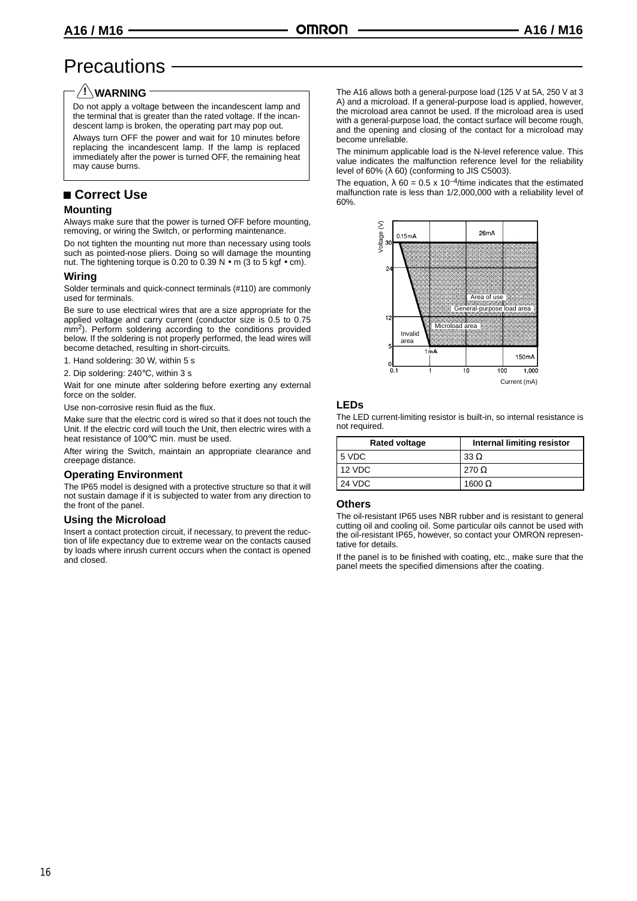# Precautions

## ⚠ WARNING

Do not apply a voltage between the incandescent lamp and the terminal that is greater than the rated voltage. If the incandescent lamp is broken, the operating part may pop out.

Always turn OFF the power and wait for 10 minutes before replacing the incandescent lamp. If the lamp is replaced immediately after the power is turned OFF, the remaining heat may cause burns.

## ■ Correct Use

### Mounting

Always make sure that the power is turned OFF before mounting, removing, or wiring the Switch, or performing maintenance.

Do not tighten the mounting nut more than necessary using tools such as pointed-nose pliers. Doing so will damage the mounting nut. The tightening torque is 0.20 to 0.39 N • m (3 to 5 kgf • cm).

### Wiring

Solder terminals and quick-connect terminals (#110) are commonly used for terminals.

Be sure to use electrical wires that are a size appropriate for the applied voltage and carry current (conductor size is 0.5 to 0.75 $mm^2$). Perform soldering according to the conditions provided below. If the soldering is not properly performed, the lead wires will become detached, resulting in short-circuits.

1. Hand soldering: 30 W, within 5 s
2. Dip soldering: 240°C, within 3 s

Wait for one minute after soldering before exerting any external force on the solder.

Use non-corrosive resin fluid as the flux.

Make sure that the electric cord is wired so that it does not touch the Unit. If the electric cord will touch the Unit, then electric wires with a heat resistance of 100°C min. must be used.

After wiring the Switch, maintain an appropriate clearance and creepage distance.

### Operating Environment

The IP65 model is designed with a protective structure so that it will not sustain damage if it is subjected to water from any direction to the front of the panel.

### Using the Microload

Insert a contact protection circuit, if necessary, to prevent the reduction of life expectancy due to extreme wear on the contacts caused by loads where inrush current occurs when the contact is opened and closed.

The A16 allows both a general-purpose load (125 V at 5A, 250 V at 3 A) and a microload. If a general-purpose load is applied, however, the microload area cannot be used. If the microload area is used with a general-purpose load, the contact surface will become rough, and the opening and closing of the contact for a microload may become unreliable.

The minimum applicable load is the N-level reference value. This value indicates the malfunction reference level for the reliability level of 60% ($\lambda$ 60) (conforming to JIS C5003).

The equation, $\lambda$ 60 = 0.5 x $10^{-4}$/time indicates that the estimated malfunction rate is less than 1/2,000,000 with a reliability level of 60%.

### LEDs

The LED current-limiting resistor is built-in, so internal resistance is not required.

| Rated voltage | Internal limiting resistor |
|---|---|
| 5 VDC | 33 Ω |
| 12 VDC | 270 Ω |
| 24 VDC | 1600 Ω |

### Others

The oil-resistant IP65 uses NBR rubber and is resistant to general cutting oil and cooling oil. Some particular oils cannot be used with the oil-resistant IP65, however, so contact your OMRON representative for details.

If the panel is to be finished with coating, etc., make sure that the panel meets the specified dimensions after the coating.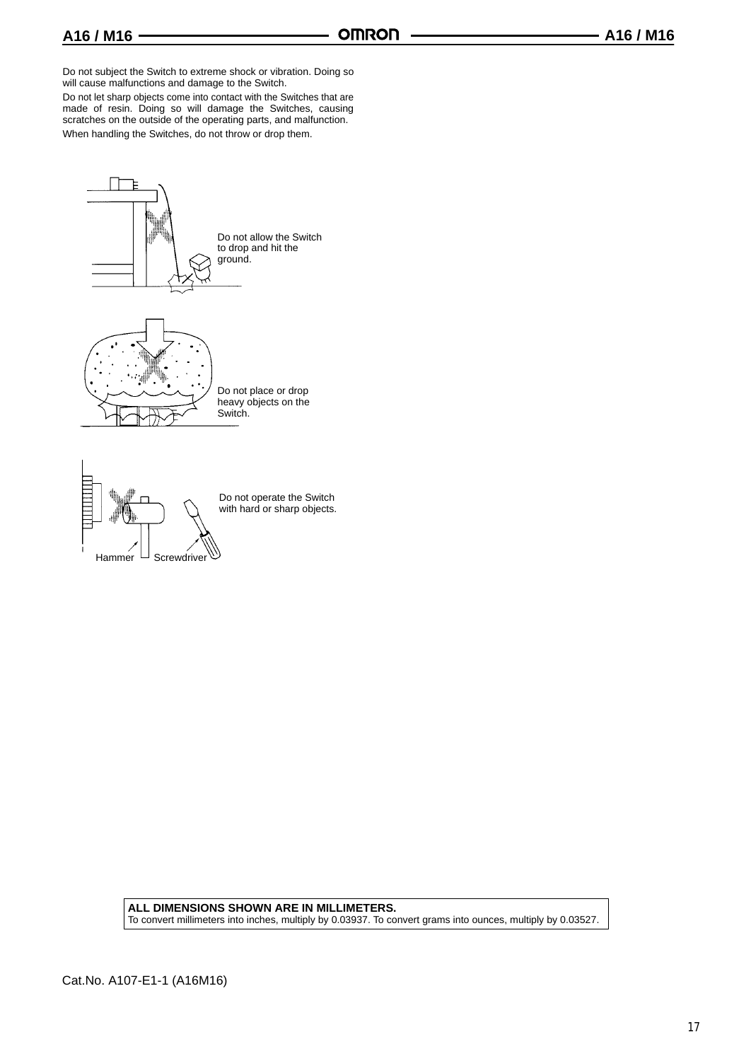Do not subject the Switch to extreme shock or vibration. Doing so will cause malfunctions and damage to the Switch.

Do not let sharp objects come into contact with the Switches that are made of resin. Doing so will damage the Switches, causing scratches on the outside of the operating parts, and malfunction.

When handling the Switches, do not throw or drop them.

Do not allow the Switch to drop and hit the ground.

Do not place or drop heavy objects on the Switch.

Do not operate the Switch with hard or sharp objects.

Hammer Screwdriver

**ALL DIMENSIONS SHOWN ARE IN MILLIMETERS.**
To convert millimeters into inches, multiply by 0.03937. To convert grams into ounces, multiply by 0.03527.

Cat.No. A107-E1-1 (A16M16)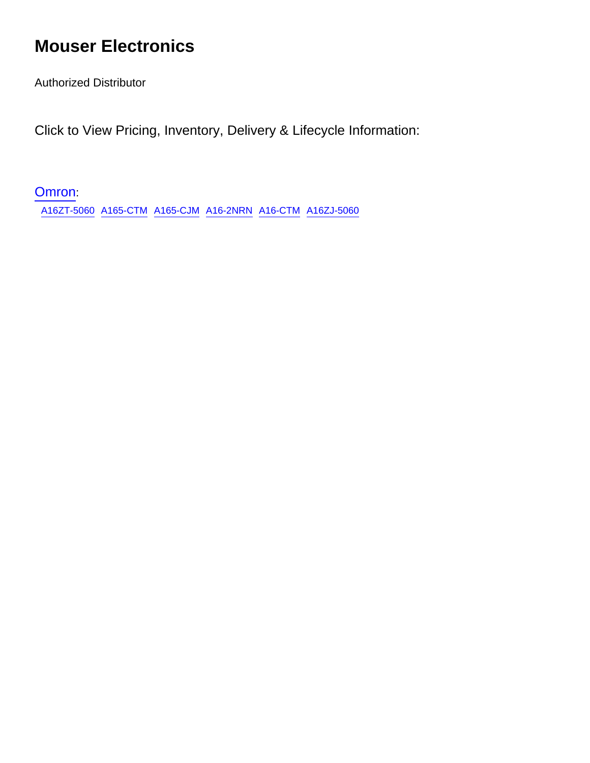# Mouser Electronics

Authorized Distributor

Click to View Pricing, Inventory, Delivery & Lifecycle Information:

Omron:

A16ZT-5060 A165-CTM A165-CJM A16-2NRN A16-CTM A16ZJ-5060